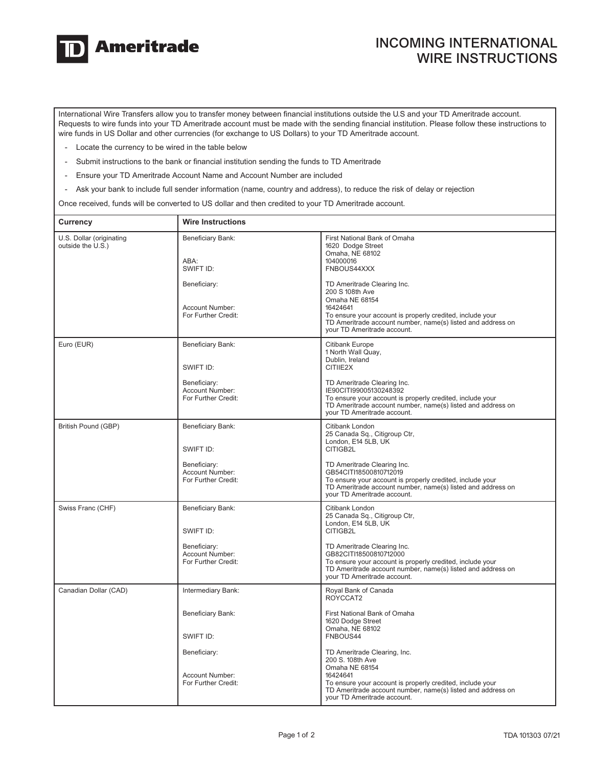# TD Ameritrade

# INCOMING INTERNATIONAL WIRE INSTRUCTIONS

International Wire Transfers allow you to transfer money between financial institutions outside the U.S and your TD Ameritrade account. Requests to wire funds into your TD Ameritrade account must be made with the sending financial institution. Please follow these instructions to wire funds in US Dollar and other currencies (for exchange to US Dollars) to your TD Ameritrade account.

- Locate the currency to be wired in the table below
- Submit instructions to the bank or financial institution sending the funds to TD Ameritrade
- Ensure your TD Ameritrade Account Name and Account Number are included
- Ask your bank to include full sender information (name, country and address), to reduce the risk of delay or rejection

Once received, funds will be converted to US dollar and then credited to your TD Ameritrade account.

| Currency | Wire Instructions | |
|---|---|---|
| U.S. Dollar (originating outside the U.S.) | Beneficiary Bank: | First National Bank of Omaha<br>1620 Dodge Street<br>Omaha, NE 68102 |
| | ABA: | 104000016 |
| | SWIFT ID: | FNBOUS44XXX |
| | Beneficiary: | TD Ameritrade Clearing Inc.<br>200 S 108th Ave<br>Omaha NE 68154 |
| | Account Number: | 16424641 |
| | For Further Credit: | To ensure your account is properly credited, include your TD Ameritrade account number, name(s) listed and address on your TD Ameritrade account. |
| Euro (EUR) | Beneficiary Bank: | Citibank Europe<br>1 North Wall Quay,<br>Dublin, Ireland |
| | SWIFT ID: | CITIIE2X |
| | Beneficiary: | TD Ameritrade Clearing Inc. |
| | Account Number: | IE90CITI99005130248392 |
| | For Further Credit: | To ensure your account is properly credited, include your TD Ameritrade account number, name(s) listed and address on your TD Ameritrade account. |
| British Pound (GBP) | Beneficiary Bank: | Citibank London<br>25 Canada Sq., Citigroup Ctr,<br>London, E14 5LB, UK |
| | SWIFT ID: | CITIGB2L |
| | Beneficiary: | TD Ameritrade Clearing Inc. |
| | Account Number: | GB54CITI18500810712019 |
| | For Further Credit: | To ensure your account is properly credited, include your TD Ameritrade account number, name(s) listed and address on your TD Ameritrade account. |
| Swiss Franc (CHF) | Beneficiary Bank: | Citibank London<br>25 Canada Sq., Citigroup Ctr,<br>London, E14 5LB, UK |
| | SWIFT ID: | CITIGB2L |
| | Beneficiary: | TD Ameritrade Clearing Inc. |
| | Account Number: | GB82CITI18500810712000 |
| | For Further Credit: | To ensure your account is properly credited, include your TD Ameritrade account number, name(s) listed and address on your TD Ameritrade account. |
| Canadian Dollar (CAD) | Intermediary Bank: | Royal Bank of Canada<br>ROYCCAT2 |
| | Beneficiary Bank: | First National Bank of Omaha<br>1620 Dodge Street<br>Omaha, NE 68102 |
| | SWIFT ID: | FNBOUS44 |
| | Beneficiary: | TD Ameritrade Clearing, Inc.<br>200 S. 108th Ave<br>Omaha NE 68154 |
| | Account Number: | 16424641 |
| | For Further Credit: | To ensure your account is properly credited, include your TD Ameritrade account number, name(s) listed and address on your TD Ameritrade account. |

TDA 101303 07/21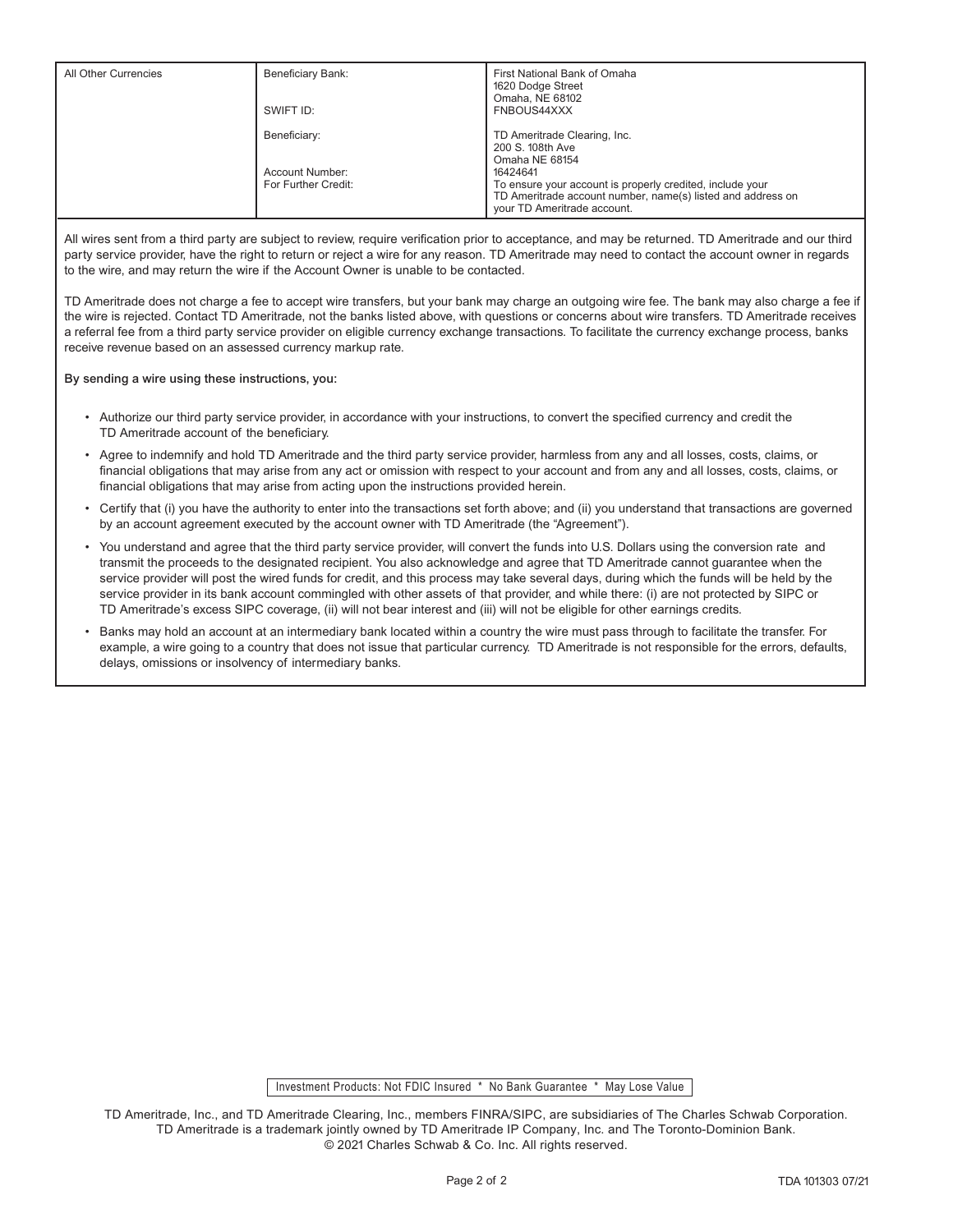| | | |
|---|---|---|
| All Other Currencies | Beneficiary Bank:<br><br><br>SWIFT ID:<br><br>Beneficiary:<br><br><br>Account Number:<br>For Further Credit: | First National Bank of Omaha<br>1620 Dodge Street<br>Omaha, NE 68102<br>FNBOUS44XXX<br><br>TD Ameritrade Clearing, Inc.<br>200 S. 108th Ave<br>Omaha NE 68154<br>16424641<br>To ensure your account is properly credited, include your TD Ameritrade account number, name(s) listed and address on your TD Ameritrade account. |

All wires sent from a third party are subject to review, require verification prior to acceptance, and may be returned. TD Ameritrade and our third party service provider, have the right to return or reject a wire for any reason. TD Ameritrade may need to contact the account owner in regards to the wire, and may return the wire if the Account Owner is unable to be contacted.

TD Ameritrade does not charge a fee to accept wire transfers, but your bank may charge an outgoing wire fee. The bank may also charge a fee if the wire is rejected. Contact TD Ameritrade, not the banks listed above, with questions or concerns about wire transfers. TD Ameritrade receives a referral fee from a third party service provider on eligible currency exchange transactions. To facilitate the currency exchange process, banks receive revenue based on an assessed currency markup rate.

By sending a wire using these instructions, you:

- Authorize our third party service provider, in accordance with your instructions, to convert the specified currency and credit the TD Ameritrade account of the beneficiary.
- Agree to indemnify and hold TD Ameritrade and the third party service provider, harmless from any and all losses, costs, claims, or financial obligations that may arise from any act or omission with respect to your account and from any and all losses, costs, claims, or financial obligations that may arise from acting upon the instructions provided herein.
- Certify that (i) you have the authority to enter into the transactions set forth above; and (ii) you understand that transactions are governed by an account agreement executed by the account owner with TD Ameritrade (the "Agreement").
- You understand and agree that the third party service provider, will convert the funds into U.S. Dollars using the conversion rate and transmit the proceeds to the designated recipient. You also acknowledge and agree that TD Ameritrade cannot guarantee when the service provider will post the wired funds for credit, and this process may take several days, during which the funds will be held by the service provider in its bank account commingled with other assets of that provider, and while there: (i) are not protected by SIPC or TD Ameritrade's excess SIPC coverage, (ii) will not bear interest and (iii) will not be eligible for other earnings credits.
- Banks may hold an account at an intermediary bank located within a country the wire must pass through to facilitate the transfer. For example, a wire going to a country that does not issue that particular currency. TD Ameritrade is not responsible for the errors, defaults, delays, omissions or insolvency of intermediary banks.

Investment Products: Not FDIC Insured * No Bank Guarantee * May Lose Value

TD Ameritrade, Inc., and TD Ameritrade Clearing, Inc., members FINRA/SIPC, are subsidiaries of The Charles Schwab Corporation. TD Ameritrade is a trademark jointly owned by TD Ameritrade IP Company, Inc. and The Toronto-Dominion Bank. © 2021 Charles Schwab & Co. Inc. All rights reserved.

TDA 101303 07/21